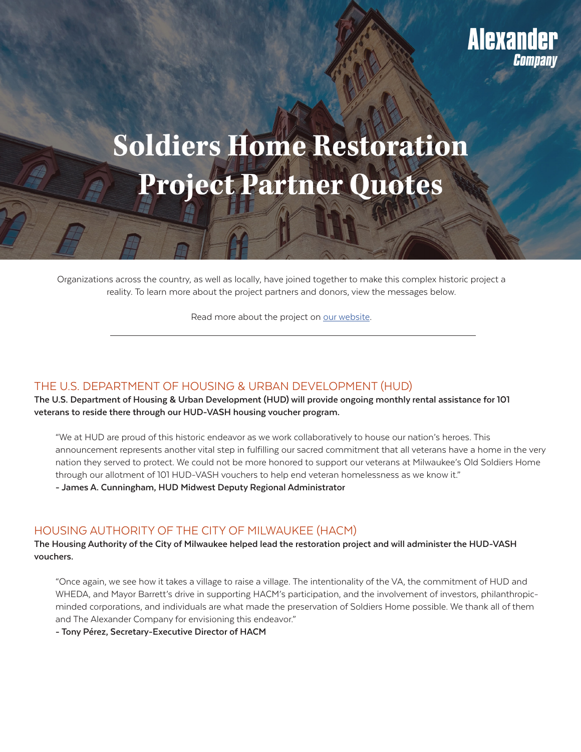Alexander Company

# Soldiers Home Restoration Project Partner Quotes

Organizations across the country, as well as locally, have joined together to make this complex historic project a reality. To learn more about the project partners and donors, view the messages below.

Read more about the project on our website.

---

## THE U.S. DEPARTMENT OF HOUSING & URBAN DEVELOPMENT (HUD)

**The U.S. Department of Housing & Urban Development (HUD) will provide ongoing monthly rental assistance for 101 veterans to reside there through our HUD-VASH housing voucher program.**

> "We at HUD are proud of this historic endeavor as we work collaboratively to house our nation's heroes. This announcement represents another vital step in fulfilling our sacred commitment that all veterans have a home in the very nation they served to protect. We could not be more honored to support our veterans at Milwaukee's Old Soldiers Home through our allotment of 101 HUD-VASH vouchers to help end veteran homelessness as we know it."
> **- James A. Cunningham, HUD Midwest Deputy Regional Administrator**

## HOUSING AUTHORITY OF THE CITY OF MILWAUKEE (HACM)

**The Housing Authority of the City of Milwaukee helped lead the restoration project and will administer the HUD-VASH vouchers.**

> "Once again, we see how it takes a village to raise a village. The intentionality of the VA, the commitment of HUD and WHEDA, and Mayor Barrett's drive in supporting HACM's participation, and the involvement of investors, philanthropic-minded corporations, and individuals are what made the preservation of Soldiers Home possible. We thank all of them and The Alexander Company for envisioning this endeavor."
> **- Tony Pérez, Secretary-Executive Director of HACM**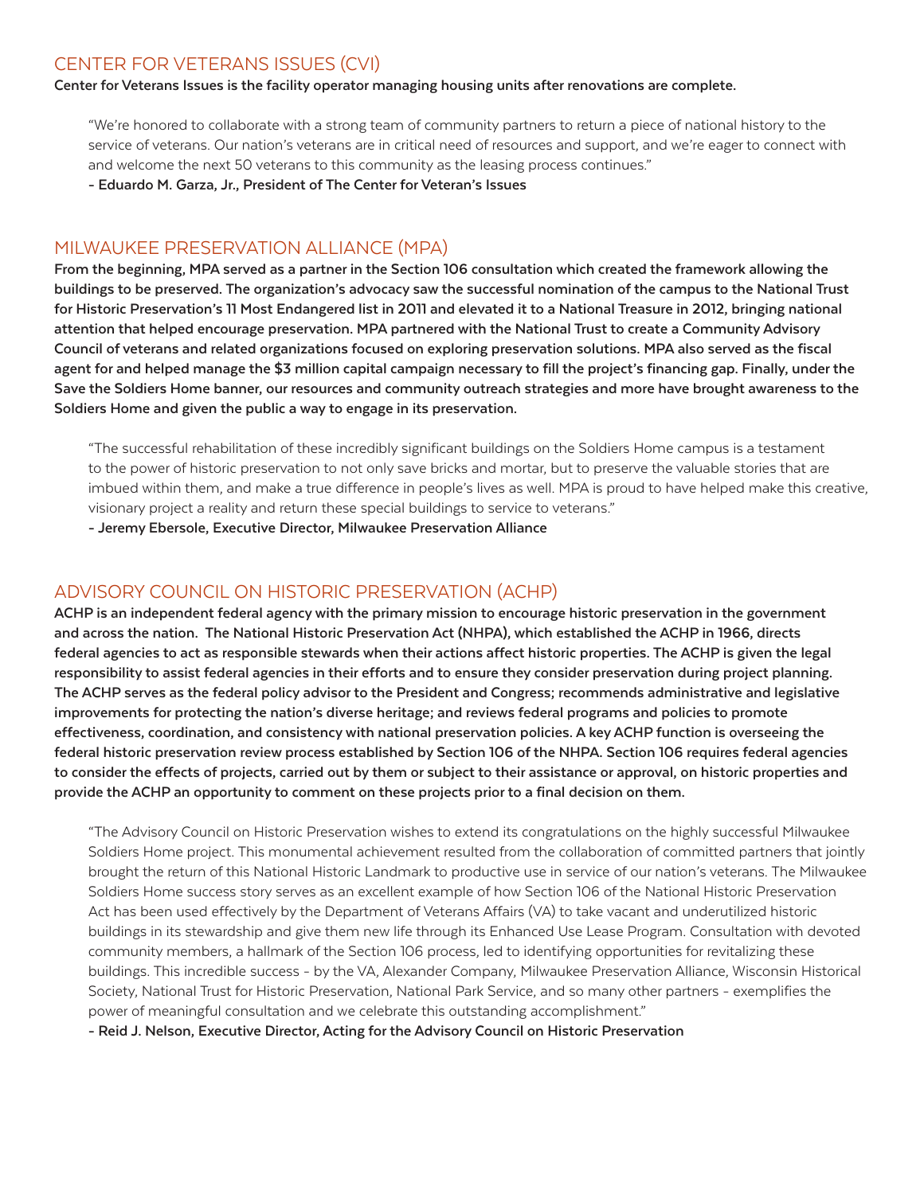## CENTER FOR VETERANS ISSUES (CVI)

**Center for Veterans Issues is the facility operator managing housing units after renovations are complete.**

> "We're honored to collaborate with a strong team of community partners to return a piece of national history to the service of veterans. Our nation's veterans are in critical need of resources and support, and we're eager to connect with and welcome the next 50 veterans to this community as the leasing process continues."
>
> **- Eduardo M. Garza, Jr., President of The Center for Veteran's Issues**

## MILWAUKEE PRESERVATION ALLIANCE (MPA)

**From the beginning, MPA served as a partner in the Section 106 consultation which created the framework allowing the buildings to be preserved. The organization's advocacy saw the successful nomination of the campus to the National Trust for Historic Preservation's 11 Most Endangered list in 2011 and elevated it to a National Treasure in 2012, bringing national attention that helped encourage preservation. MPA partnered with the National Trust to create a Community Advisory Council of veterans and related organizations focused on exploring preservation solutions. MPA also served as the fiscal agent for and helped manage the $3 million capital campaign necessary to fill the project's financing gap. Finally, under the Save the Soldiers Home banner, our resources and community outreach strategies and more have brought awareness to the Soldiers Home and given the public a way to engage in its preservation.**

> "The successful rehabilitation of these incredibly significant buildings on the Soldiers Home campus is a testament to the power of historic preservation to not only save bricks and mortar, but to preserve the valuable stories that are imbued within them, and make a true difference in people's lives as well. MPA is proud to have helped make this creative, visionary project a reality and return these special buildings to service to veterans."
>
> **- Jeremy Ebersole, Executive Director, Milwaukee Preservation Alliance**

## ADVISORY COUNCIL ON HISTORIC PRESERVATION (ACHP)

**ACHP is an independent federal agency with the primary mission to encourage historic preservation in the government and across the nation. The National Historic Preservation Act (NHPA), which established the ACHP in 1966, directs federal agencies to act as responsible stewards when their actions affect historic properties. The ACHP is given the legal responsibility to assist federal agencies in their efforts and to ensure they consider preservation during project planning. The ACHP serves as the federal policy advisor to the President and Congress; recommends administrative and legislative improvements for protecting the nation's diverse heritage; and reviews federal programs and policies to promote effectiveness, coordination, and consistency with national preservation policies. A key ACHP function is overseeing the federal historic preservation review process established by Section 106 of the NHPA. Section 106 requires federal agencies to consider the effects of projects, carried out by them or subject to their assistance or approval, on historic properties and provide the ACHP an opportunity to comment on these projects prior to a final decision on them.**

> "The Advisory Council on Historic Preservation wishes to extend its congratulations on the highly successful Milwaukee Soldiers Home project. This monumental achievement resulted from the collaboration of committed partners that jointly brought the return of this National Historic Landmark to productive use in service of our nation's veterans. The Milwaukee Soldiers Home success story serves as an excellent example of how Section 106 of the National Historic Preservation Act has been used effectively by the Department of Veterans Affairs (VA) to take vacant and underutilized historic buildings in its stewardship and give them new life through its Enhanced Use Lease Program. Consultation with devoted community members, a hallmark of the Section 106 process, led to identifying opportunities for revitalizing these buildings. This incredible success - by the VA, Alexander Company, Milwaukee Preservation Alliance, Wisconsin Historical Society, National Trust for Historic Preservation, National Park Service, and so many other partners - exemplifies the power of meaningful consultation and we celebrate this outstanding accomplishment."
>
> **- Reid J. Nelson, Executive Director, Acting for the Advisory Council on Historic Preservation**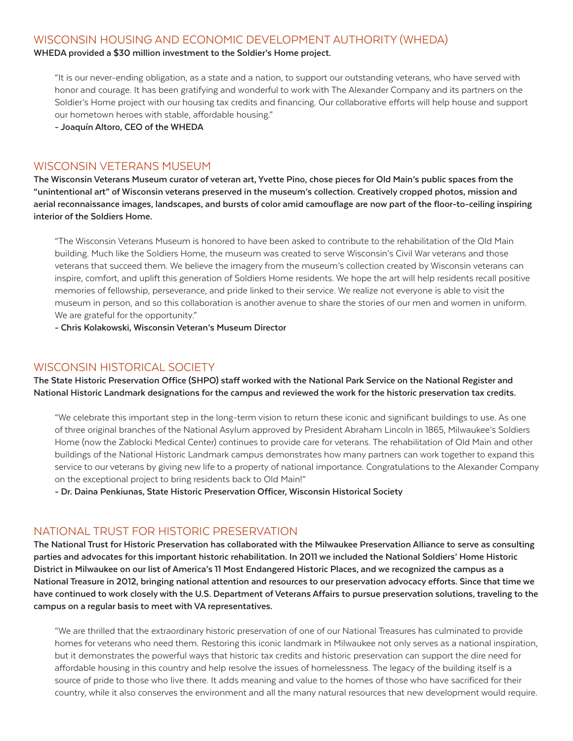## WISCONSIN HOUSING AND ECONOMIC DEVELOPMENT AUTHORITY (WHEDA)

**WHEDA provided a $30 million investment to the Soldier's Home project.**

> "It is our never-ending obligation, as a state and a nation, to support our outstanding veterans, who have served with honor and courage. It has been gratifying and wonderful to work with The Alexander Company and its partners on the Soldier's Home project with our housing tax credits and financing. Our collaborative efforts will help house and support our hometown heroes with stable, affordable housing."
>
> **- Joaquín Altoro, CEO of the WHEDA**

## WISCONSIN VETERANS MUSEUM

**The Wisconsin Veterans Museum curator of veteran art, Yvette Pino, chose pieces for Old Main's public spaces from the "unintentional art" of Wisconsin veterans preserved in the museum's collection. Creatively cropped photos, mission and aerial reconnaissance images, landscapes, and bursts of color amid camouflage are now part of the floor-to-ceiling inspiring interior of the Soldiers Home.**

> "The Wisconsin Veterans Museum is honored to have been asked to contribute to the rehabilitation of the Old Main building. Much like the Soldiers Home, the museum was created to serve Wisconsin's Civil War veterans and those veterans that succeed them. We believe the imagery from the museum's collection created by Wisconsin veterans can inspire, comfort, and uplift this generation of Soldiers Home residents. We hope the art will help residents recall positive memories of fellowship, perseverance, and pride linked to their service. We realize not everyone is able to visit the museum in person, and so this collaboration is another avenue to share the stories of our men and women in uniform. We are grateful for the opportunity."
>
> **- Chris Kolakowski, Wisconsin Veteran's Museum Director**

## WISCONSIN HISTORICAL SOCIETY

**The State Historic Preservation Office (SHPO) staff worked with the National Park Service on the National Register and National Historic Landmark designations for the campus and reviewed the work for the historic preservation tax credits.**

> "We celebrate this important step in the long-term vision to return these iconic and significant buildings to use. As one of three original branches of the National Asylum approved by President Abraham Lincoln in 1865, Milwaukee's Soldiers Home (now the Zablocki Medical Center) continues to provide care for veterans. The rehabilitation of Old Main and other buildings of the National Historic Landmark campus demonstrates how many partners can work together to expand this service to our veterans by giving new life to a property of national importance. Congratulations to the Alexander Company on the exceptional project to bring residents back to Old Main!"
>
> **- Dr. Daina Penkiunas, State Historic Preservation Officer, Wisconsin Historical Society**

## NATIONAL TRUST FOR HISTORIC PRESERVATION

**The National Trust for Historic Preservation has collaborated with the Milwaukee Preservation Alliance to serve as consulting parties and advocates for this important historic rehabilitation. In 2011 we included the National Soldiers' Home Historic District in Milwaukee on our list of America's 11 Most Endangered Historic Places, and we recognized the campus as a National Treasure in 2012, bringing national attention and resources to our preservation advocacy efforts. Since that time we have continued to work closely with the U.S. Department of Veterans Affairs to pursue preservation solutions, traveling to the campus on a regular basis to meet with VA representatives.**

> "We are thrilled that the extraordinary historic preservation of one of our National Treasures has culminated to provide homes for veterans who need them. Restoring this iconic landmark in Milwaukee not only serves as a national inspiration, but it demonstrates the powerful ways that historic tax credits and historic preservation can support the dire need for affordable housing in this country and help resolve the issues of homelessness. The legacy of the building itself is a source of pride to those who live there. It adds meaning and value to the homes of those who have sacrificed for their country, while it also conserves the environment and all the many natural resources that new development would require.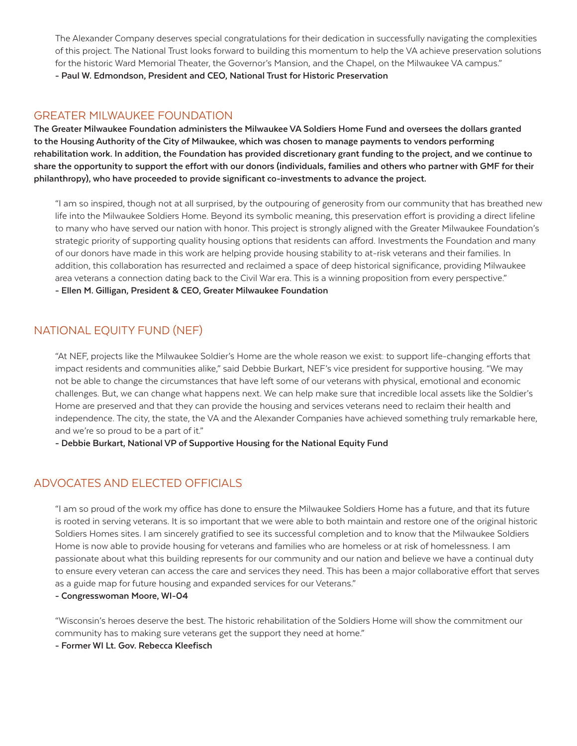The Alexander Company deserves special congratulations for their dedication in successfully navigating the complexities of this project. The National Trust looks forward to building this momentum to help the VA achieve preservation solutions for the historic Ward Memorial Theater, the Governor's Mansion, and the Chapel, on the Milwaukee VA campus."

**- Paul W. Edmondson, President and CEO, National Trust for Historic Preservation**

## GREATER MILWAUKEE FOUNDATION

**The Greater Milwaukee Foundation administers the Milwaukee VA Soldiers Home Fund and oversees the dollars granted to the Housing Authority of the City of Milwaukee, which was chosen to manage payments to vendors performing rehabilitation work. In addition, the Foundation has provided discretionary grant funding to the project, and we continue to share the opportunity to support the effort with our donors (individuals, families and others who partner with GMF for their philanthropy), who have proceeded to provide significant co-investments to advance the project.**

"I am so inspired, though not at all surprised, by the outpouring of generosity from our community that has breathed new life into the Milwaukee Soldiers Home. Beyond its symbolic meaning, this preservation effort is providing a direct lifeline to many who have served our nation with honor. This project is strongly aligned with the Greater Milwaukee Foundation's strategic priority of supporting quality housing options that residents can afford. Investments the Foundation and many of our donors have made in this work are helping provide housing stability to at-risk veterans and their families. In addition, this collaboration has resurrected and reclaimed a space of deep historical significance, providing Milwaukee area veterans a connection dating back to the Civil War era. This is a winning proposition from every perspective."

**- Ellen M. Gilligan, President & CEO, Greater Milwaukee Foundation**

## NATIONAL EQUITY FUND (NEF)

"At NEF, projects like the Milwaukee Soldier's Home are the whole reason we exist: to support life-changing efforts that impact residents and communities alike," said Debbie Burkart, NEF's vice president for supportive housing. "We may not be able to change the circumstances that have left some of our veterans with physical, emotional and economic challenges. But, we can change what happens next. We can help make sure that incredible local assets like the Soldier's Home are preserved and that they can provide the housing and services veterans need to reclaim their health and independence. The city, the state, the VA and the Alexander Companies have achieved something truly remarkable here, and we're so proud to be a part of it."

**- Debbie Burkart, National VP of Supportive Housing for the National Equity Fund**

## ADVOCATES AND ELECTED OFFICIALS

"I am so proud of the work my office has done to ensure the Milwaukee Soldiers Home has a future, and that its future is rooted in serving veterans. It is so important that we were able to both maintain and restore one of the original historic Soldiers Homes sites. I am sincerely gratified to see its successful completion and to know that the Milwaukee Soldiers Home is now able to provide housing for veterans and families who are homeless or at risk of homelessness. I am passionate about what this building represents for our community and our nation and believe we have a continual duty to ensure every veteran can access the care and services they need. This has been a major collaborative effort that serves as a guide map for future housing and expanded services for our Veterans."

**- Congresswoman Moore, WI-04**

"Wisconsin's heroes deserve the best. The historic rehabilitation of the Soldiers Home will show the commitment our community has to making sure veterans get the support they need at home."

**- Former WI Lt. Gov. Rebecca Kleefisch**